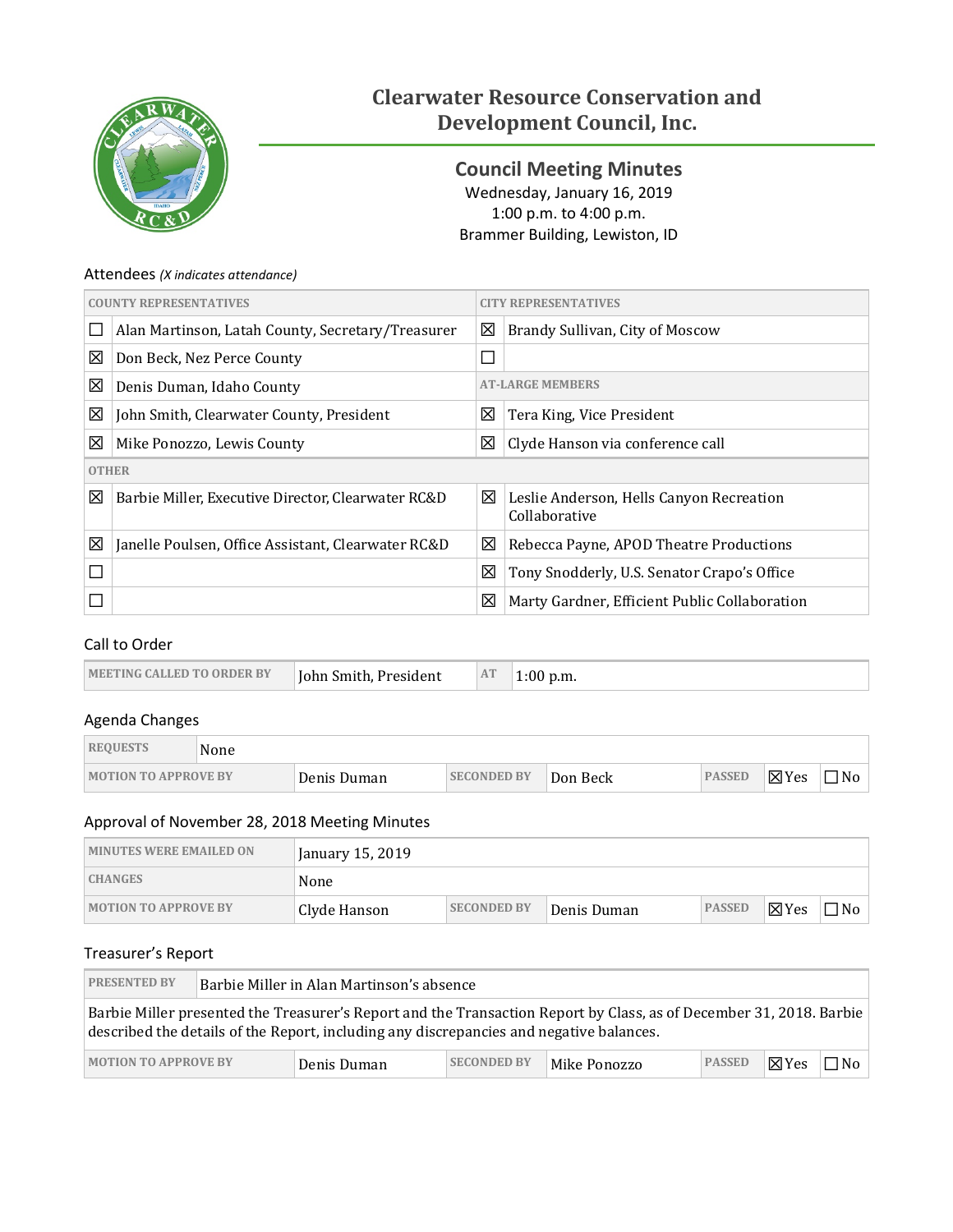# Clearwater Resource Conservation and Development Council, Inc.

## Council Meeting Minutes

Wednesday, January 16, 2019
1:00 p.m. to 4:00 p.m.
Brammer Building, Lewiston, ID

### Attendees *(X indicates attendance)*

| COUNTY REPRESENTATIVES | | CITY REPRESENTATIVES | |
|---|---|---|---|
| ☐ | Alan Martinson, Latah County, Secretary/Treasurer | ☒ | Brandy Sullivan, City of Moscow |
| ☒ | Don Beck, Nez Perce County | ☐ | |
| ☒ | Denis Duman, Idaho County | AT-LARGE MEMBERS | |
| ☒ | John Smith, Clearwater County, President | ☒ | Tera King, Vice President |
| ☒ | Mike Ponozzo, Lewis County | ☒ | Clyde Hanson via conference call |
| OTHER | | | |
| ☒ | Barbie Miller, Executive Director, Clearwater RC&D | ☒ | Leslie Anderson, Hells Canyon Recreation Collaborative |
| ☒ | Janelle Poulsen, Office Assistant, Clearwater RC&D | ☒ | Rebecca Payne, APOD Theatre Productions |
| ☐ | | ☒ | Tony Snodderly, U.S. Senator Crapo's Office |
| ☐ | | ☒ | Marty Gardner, Efficient Public Collaboration |

### Call to Order

| MEETING CALLED TO ORDER BY | John Smith, President | AT | 1:00 p.m. |
|---|---|---|---|

### Agenda Changes

| REQUESTS | None | | | | | |
|---|---|---|---|---|---|---|
| MOTION TO APPROVE BY | Denis Duman | SECONDED BY | Don Beck | PASSED | ☒Yes | ☐No |

### Approval of November 28, 2018 Meeting Minutes

| MINUTES WERE EMAILED ON | January 15, 2019 | | | | | |
|---|---|---|---|---|---|---|
| CHANGES | None | | | | | |
| MOTION TO APPROVE BY | Clyde Hanson | SECONDED BY | Denis Duman | PASSED | ☒Yes | ☐No |

### Treasurer's Report

| PRESENTED BY | Barbie Miller in Alan Martinson's absence | | | | | |
|---|---|---|---|---|---|---|
| Barbie Miller presented the Treasurer's Report and the Transaction Report by Class, as of December 31, 2018. Barbie described the details of the Report, including any discrepancies and negative balances. | | | | | | |
| MOTION TO APPROVE BY | Denis Duman | SECONDED BY | Mike Ponozzo | PASSED | ☒Yes | ☐No |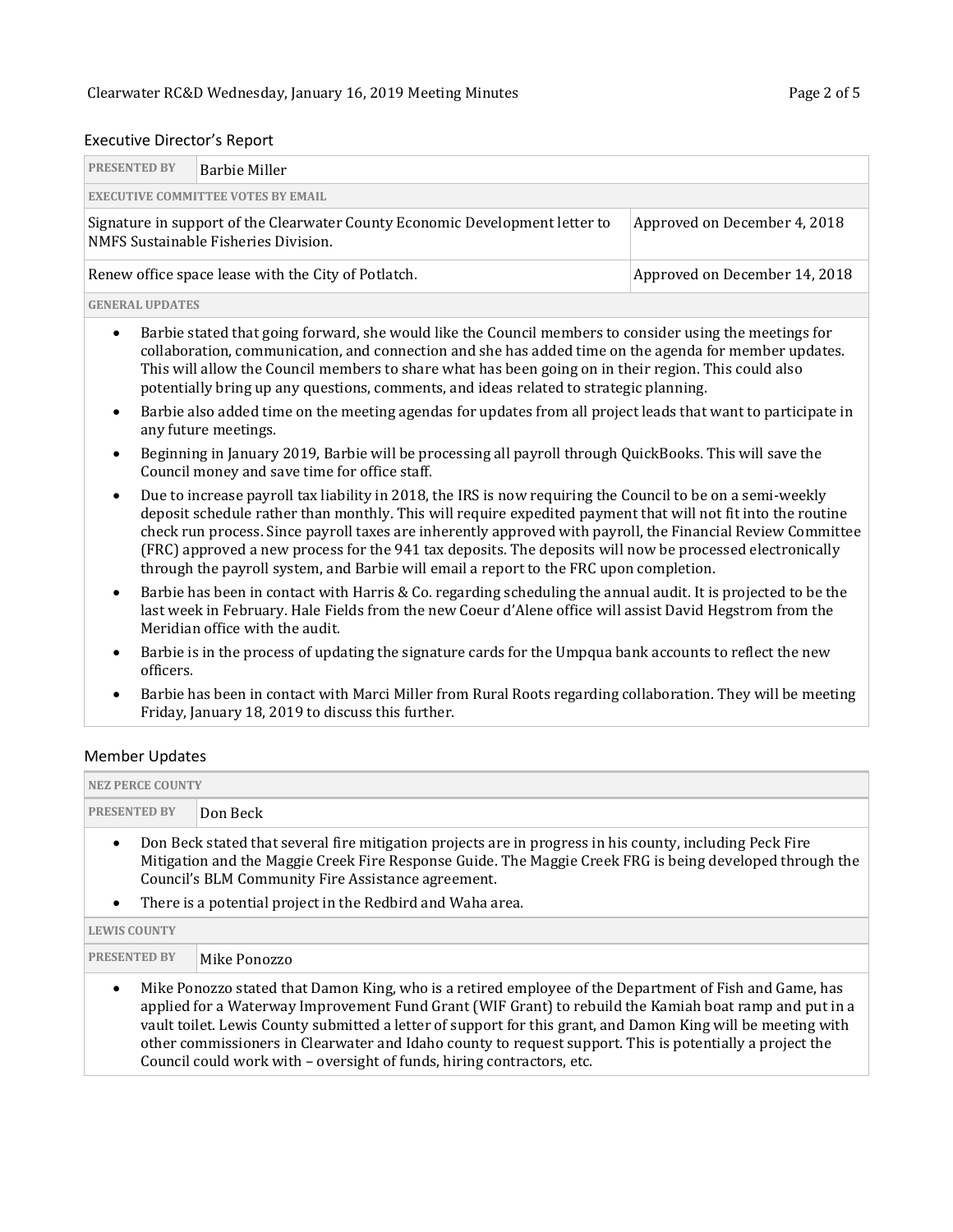## Executive Director's Report

| PRESENTED BY | Barbie Miller |
| --- | --- |
| **EXECUTIVE COMMITTEE VOTES BY EMAIL** | |
| Signature in support of the Clearwater County Economic Development letter to NMFS Sustainable Fisheries Division. | Approved on December 4, 2018 |
| Renew office space lease with the City of Potlatch. | Approved on December 14, 2018 |

**GENERAL UPDATES**

- Barbie stated that going forward, she would like the Council members to consider using the meetings for collaboration, communication, and connection and she has added time on the agenda for member updates. This will allow the Council members to share what has been going on in their region. This could also potentially bring up any questions, comments, and ideas related to strategic planning.
- Barbie also added time on the meeting agendas for updates from all project leads that want to participate in any future meetings.
- Beginning in January 2019, Barbie will be processing all payroll through QuickBooks. This will save the Council money and save time for office staff.
- Due to increase payroll tax liability in 2018, the IRS is now requiring the Council to be on a semi-weekly deposit schedule rather than monthly. This will require expedited payment that will not fit into the routine check run process. Since payroll taxes are inherently approved with payroll, the Financial Review Committee (FRC) approved a new process for the 941 tax deposits. The deposits will now be processed electronically through the payroll system, and Barbie will email a report to the FRC upon completion.
- Barbie has been in contact with Harris & Co. regarding scheduling the annual audit. It is projected to be the last week in February. Hale Fields from the new Coeur d'Alene office will assist David Hegstrom from the Meridian office with the audit.
- Barbie is in the process of updating the signature cards for the Umpqua bank accounts to reflect the new officers.
- Barbie has been in contact with Marci Miller from Rural Roots regarding collaboration. They will be meeting Friday, January 18, 2019 to discuss this further.

## Member Updates

**NEZ PERCE COUNTY**

| PRESENTED BY | Don Beck |
| --- | --- |

- Don Beck stated that several fire mitigation projects are in progress in his county, including Peck Fire Mitigation and the Maggie Creek Fire Response Guide. The Maggie Creek FRG is being developed through the Council's BLM Community Fire Assistance agreement.
- There is a potential project in the Redbird and Waha area.

**LEWIS COUNTY**

| PRESENTED BY | Mike Ponozzo |
| --- | --- |

- Mike Ponozzo stated that Damon King, who is a retired employee of the Department of Fish and Game, has applied for a Waterway Improvement Fund Grant (WIF Grant) to rebuild the Kamiah boat ramp and put in a vault toilet. Lewis County submitted a letter of support for this grant, and Damon King will be meeting with other commissioners in Clearwater and Idaho county to request support. This is potentially a project the Council could work with – oversight of funds, hiring contractors, etc.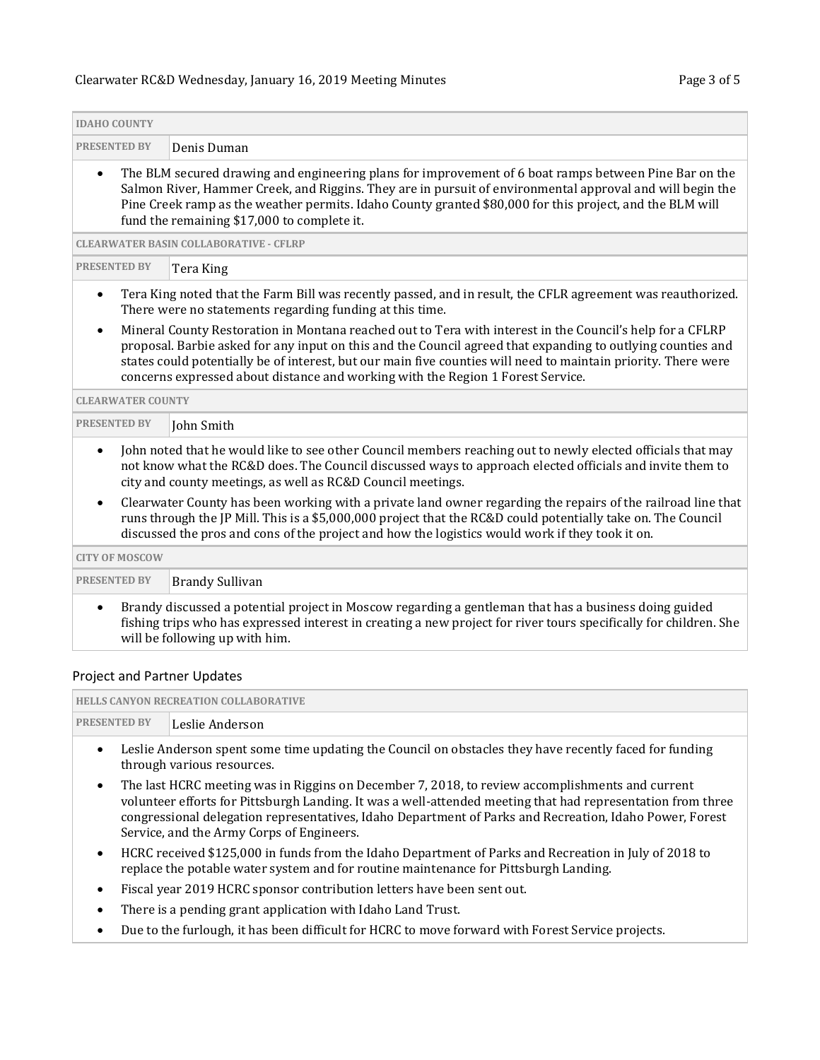| **IDAHO COUNTY** | |
|---|---|
| **PRESENTED BY** | Denis Duman |

- The BLM secured drawing and engineering plans for improvement of 6 boat ramps between Pine Bar on the Salmon River, Hammer Creek, and Riggins. They are in pursuit of environmental approval and will begin the Pine Creek ramp as the weather permits. Idaho County granted $80,000 for this project, and the BLM will fund the remaining $17,000 to complete it.

| **CLEARWATER BASIN COLLABORATIVE - CFLRP** | |
|---|---|
| **PRESENTED BY** | Tera King |

- Tera King noted that the Farm Bill was recently passed, and in result, the CFLR agreement was reauthorized. There were no statements regarding funding at this time.
- Mineral County Restoration in Montana reached out to Tera with interest in the Council's help for a CFLRP proposal. Barbie asked for any input on this and the Council agreed that expanding to outlying counties and states could potentially be of interest, but our main five counties will need to maintain priority. There were concerns expressed about distance and working with the Region 1 Forest Service.

| **CLEARWATER COUNTY** | |
|---|---|
| **PRESENTED BY** | John Smith |

- John noted that he would like to see other Council members reaching out to newly elected officials that may not know what the RC&D does. The Council discussed ways to approach elected officials and invite them to city and county meetings, as well as RC&D Council meetings.
- Clearwater County has been working with a private land owner regarding the repairs of the railroad line that runs through the JP Mill. This is a $5,000,000 project that the RC&D could potentially take on. The Council discussed the pros and cons of the project and how the logistics would work if they took it on.

| **CITY OF MOSCOW** | |
|---|---|
| **PRESENTED BY** | Brandy Sullivan |

- Brandy discussed a potential project in Moscow regarding a gentleman that has a business doing guided fishing trips who has expressed interest in creating a new project for river tours specifically for children. She will be following up with him.

## Project and Partner Updates

| **HELLS CANYON RECREATION COLLABORATIVE** | |
|---|---|
| **PRESENTED BY** | Leslie Anderson |

- Leslie Anderson spent some time updating the Council on obstacles they have recently faced for funding through various resources.
- The last HCRC meeting was in Riggins on December 7, 2018, to review accomplishments and current volunteer efforts for Pittsburgh Landing. It was a well-attended meeting that had representation from three congressional delegation representatives, Idaho Department of Parks and Recreation, Idaho Power, Forest Service, and the Army Corps of Engineers.
- HCRC received $125,000 in funds from the Idaho Department of Parks and Recreation in July of 2018 to replace the potable water system and for routine maintenance for Pittsburgh Landing.
- Fiscal year 2019 HCRC sponsor contribution letters have been sent out.
- There is a pending grant application with Idaho Land Trust.
- Due to the furlough, it has been difficult for HCRC to move forward with Forest Service projects.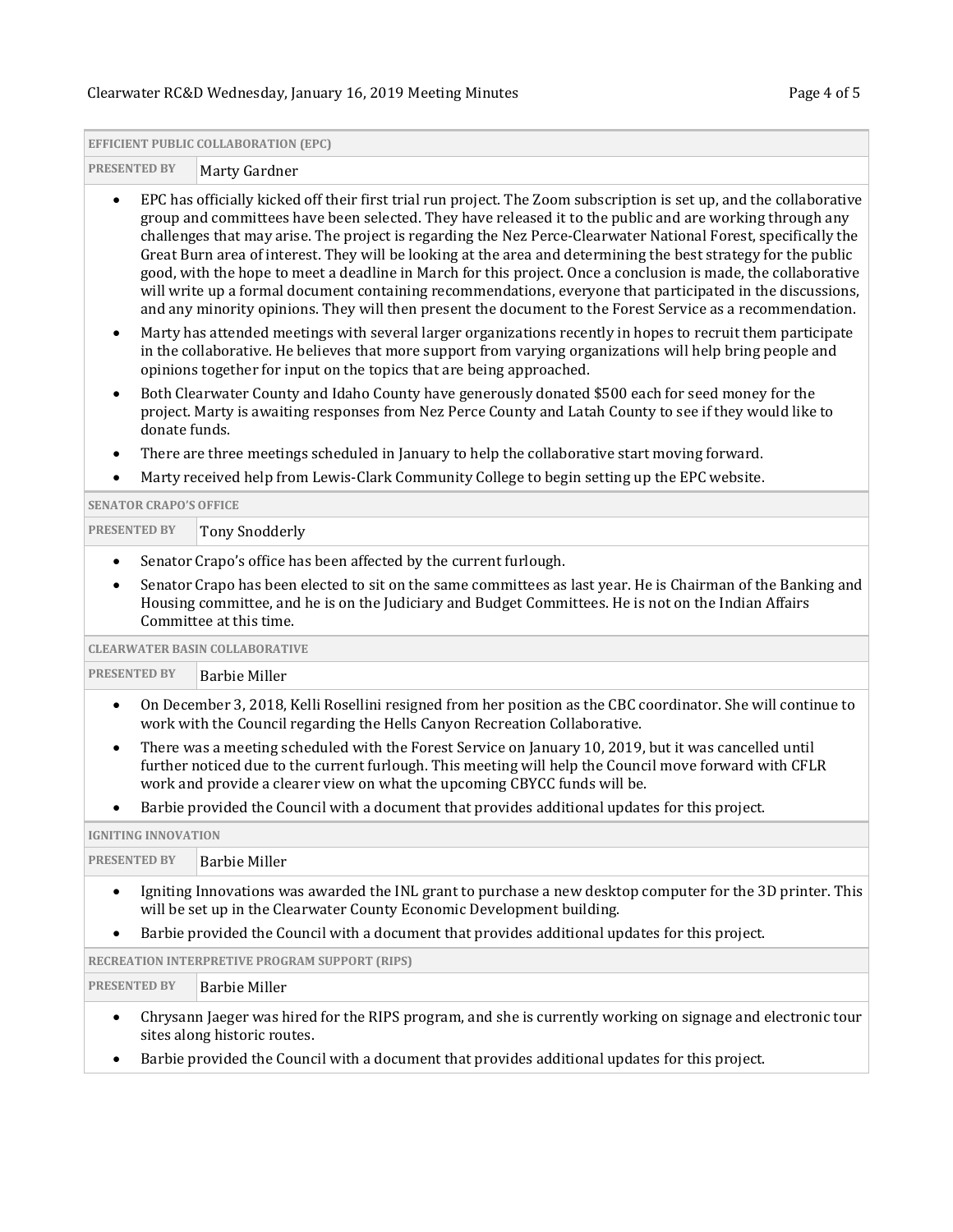### EFFICIENT PUBLIC COLLABORATION (EPC)

| PRESENTED BY | Marty Gardner |
|---|---|

- EPC has officially kicked off their first trial run project. The Zoom subscription is set up, and the collaborative group and committees have been selected. They have released it to the public and are working through any challenges that may arise. The project is regarding the Nez Perce-Clearwater National Forest, specifically the Great Burn area of interest. They will be looking at the area and determining the best strategy for the public good, with the hope to meet a deadline in March for this project. Once a conclusion is made, the collaborative will write up a formal document containing recommendations, everyone that participated in the discussions, and any minority opinions. They will then present the document to the Forest Service as a recommendation.
- Marty has attended meetings with several larger organizations recently in hopes to recruit them participate in the collaborative. He believes that more support from varying organizations will help bring people and opinions together for input on the topics that are being approached.
- Both Clearwater County and Idaho County have generously donated $500 each for seed money for the project. Marty is awaiting responses from Nez Perce County and Latah County to see if they would like to donate funds.
- There are three meetings scheduled in January to help the collaborative start moving forward.
- Marty received help from Lewis-Clark Community College to begin setting up the EPC website.

### SENATOR CRAPO'S OFFICE

| PRESENTED BY | Tony Snodderly |
|---|---|

- Senator Crapo's office has been affected by the current furlough.
- Senator Crapo has been elected to sit on the same committees as last year. He is Chairman of the Banking and Housing committee, and he is on the Judiciary and Budget Committees. He is not on the Indian Affairs Committee at this time.

### CLEARWATER BASIN COLLABORATIVE

| PRESENTED BY | Barbie Miller |
|---|---|

- On December 3, 2018, Kelli Rosellini resigned from her position as the CBC coordinator. She will continue to work with the Council regarding the Hells Canyon Recreation Collaborative.
- There was a meeting scheduled with the Forest Service on January 10, 2019, but it was cancelled until further noticed due to the current furlough. This meeting will help the Council move forward with CFLR work and provide a clearer view on what the upcoming CBYCC funds will be.
- Barbie provided the Council with a document that provides additional updates for this project.

### IGNITING INNOVATION

| PRESENTED BY | Barbie Miller |
|---|---|

- Igniting Innovations was awarded the INL grant to purchase a new desktop computer for the 3D printer. This will be set up in the Clearwater County Economic Development building.
- Barbie provided the Council with a document that provides additional updates for this project.

### RECREATION INTERPRETIVE PROGRAM SUPPORT (RIPS)

| PRESENTED BY | Barbie Miller |
|---|---|

- Chrysann Jaeger was hired for the RIPS program, and she is currently working on signage and electronic tour sites along historic routes.
- Barbie provided the Council with a document that provides additional updates for this project.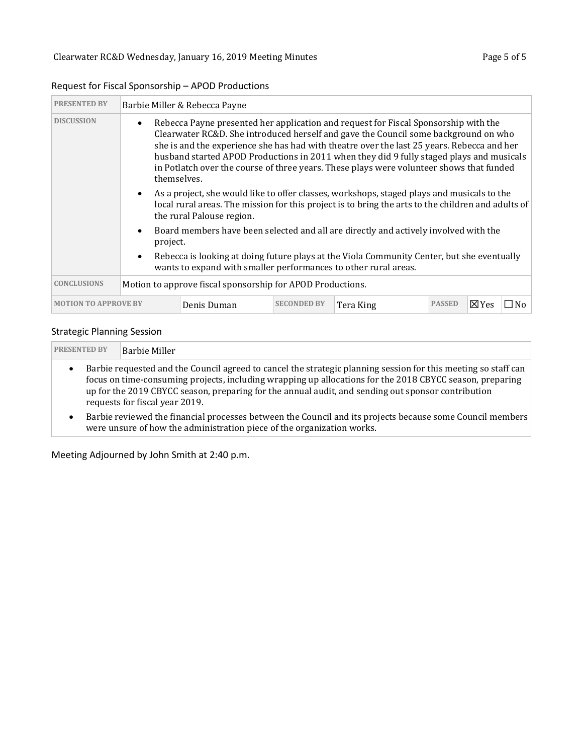## Request for Fiscal Sponsorship – APOD Productions

| | | | | | | | |
|---|---|---|---|---|---|---|---|
| **PRESENTED BY** | Barbie Miller & Rebecca Payne | | | | | | |
| **DISCUSSION** | • Rebecca Payne presented her application and request for Fiscal Sponsorship with the Clearwater RC&D. She introduced herself and gave the Council some background on who she is and the experience she has had with theatre over the last 25 years. Rebecca and her husband started APOD Productions in 2011 when they did 9 fully staged plays and musicals in Potlatch over the course of three years. These plays were volunteer shows that funded themselves.<br>• As a project, she would like to offer classes, workshops, staged plays and musicals to the local rural areas. The mission for this project is to bring the arts to the children and adults of the rural Palouse region.<br>• Board members have been selected and all are directly and actively involved with the project.<br>• Rebecca is looking at doing future plays at the Viola Community Center, but she eventually wants to expand with smaller performances to other rural areas. | | | | | | |
| **CONCLUSIONS** | Motion to approve fiscal sponsorship for APOD Productions. | | | | | | |
| **MOTION TO APPROVE BY** | Denis Duman | **SECONDED BY** | Tera King | **PASSED** | ☒Yes | ☐No | |

## Strategic Planning Session

| | |
|---|---|
| **PRESENTED BY** | Barbie Miller |

- Barbie requested and the Council agreed to cancel the strategic planning session for this meeting so staff can focus on time-consuming projects, including wrapping up allocations for the 2018 CBYCC season, preparing up for the 2019 CBYCC season, preparing for the annual audit, and sending out sponsor contribution requests for fiscal year 2019.
- Barbie reviewed the financial processes between the Council and its projects because some Council members were unsure of how the administration piece of the organization works.

Meeting Adjourned by John Smith at 2:40 p.m.